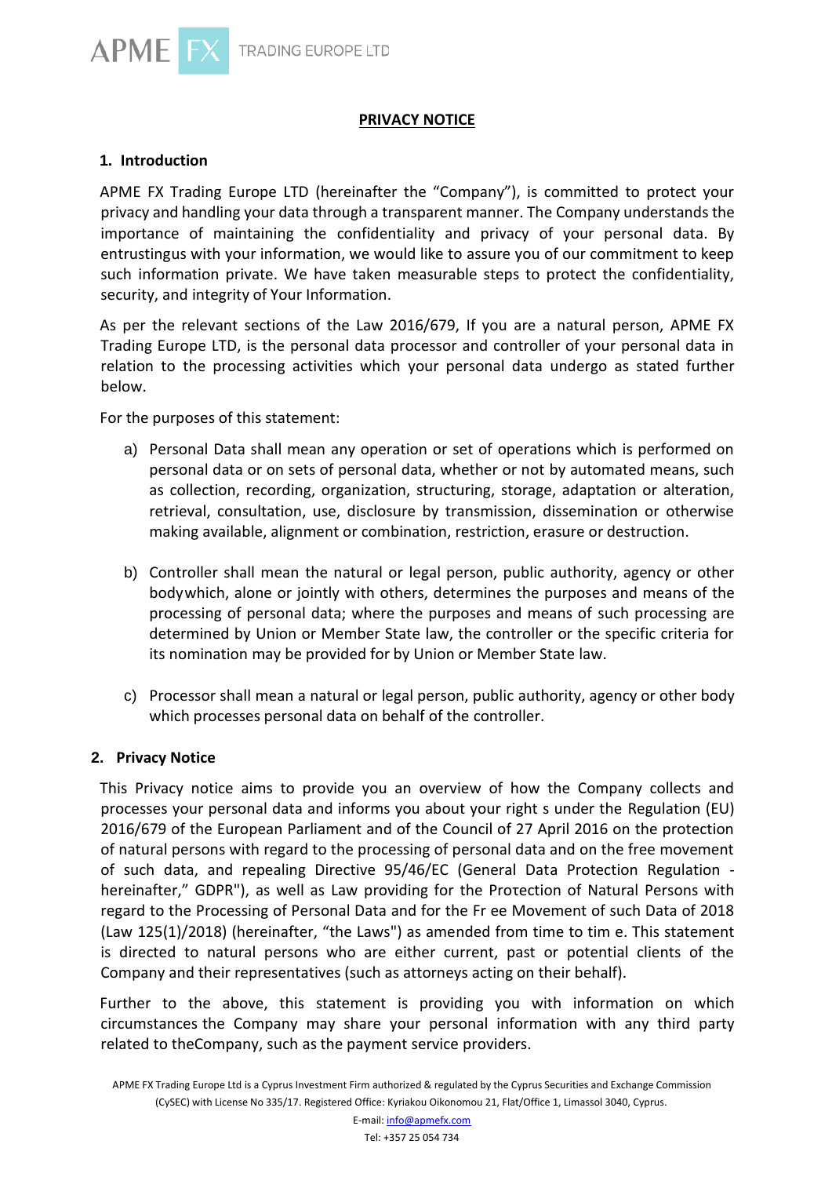APME FX TRADING EUROPE LTD

# PRIVACY NOTICE

## 1. Introduction

APME FX Trading Europe LTD (hereinafter the "Company"), is committed to protect your privacy and handling your data through a transparent manner. The Company understands the importance of maintaining the confidentiality and privacy of your personal data. By entrustingus with your information, we would like to assure you of our commitment to keep such information private. We have taken measurable steps to protect the confidentiality, security, and integrity of Your Information.

As per the relevant sections of the Law 2016/679, If you are a natural person, APME FX Trading Europe LTD, is the personal data processor and controller of your personal data in relation to the processing activities which your personal data undergo as stated further below.

For the purposes of this statement:

a) Personal Data shall mean any operation or set of operations which is performed on personal data or on sets of personal data, whether or not by automated means, such as collection, recording, organization, structuring, storage, adaptation or alteration, retrieval, consultation, use, disclosure by transmission, dissemination or otherwise making available, alignment or combination, restriction, erasure or destruction.

b) Controller shall mean the natural or legal person, public authority, agency or other bodywhich, alone or jointly with others, determines the purposes and means of the processing of personal data; where the purposes and means of such processing are determined by Union or Member State law, the controller or the specific criteria for its nomination may be provided for by Union or Member State law.

c) Processor shall mean a natural or legal person, public authority, agency or other body which processes personal data on behalf of the controller.

## 2. Privacy Notice

This Privacy notice aims to provide you an overview of how the Company collects and processes your personal data and informs you about your right s under the Regulation (EU) 2016/679 of the European Parliament and of the Council of 27 April 2016 on the protection of natural persons with regard to the processing of personal data and on the free movement of such data, and repealing Directive 95/46/EC (General Data Protection Regulation - hereinafter," GDPR"), as well as Law providing for the Protection of Natural Persons with regard to the Processing of Personal Data and for the Fr ee Movement of such Data of 2018 (Law 125(1)/2018) (hereinafter, "the Laws") as amended from time to tim e. This statement is directed to natural persons who are either current, past or potential clients of the Company and their representatives (such as attorneys acting on their behalf).

Further to the above, this statement is providing you with information on which circumstances the Company may share your personal information with any third party related to theCompany, such as the payment service providers.

APME FX Trading Europe Ltd is a Cyprus Investment Firm authorized & regulated by the Cyprus Securities and Exchange Commission (CySEC) with License No 335/17. Registered Office: Kyriakou Oikonomou 21, Flat/Office 1, Limassol 3040, Cyprus.
E-mail: info@apmefx.com
Tel: +357 25 054 734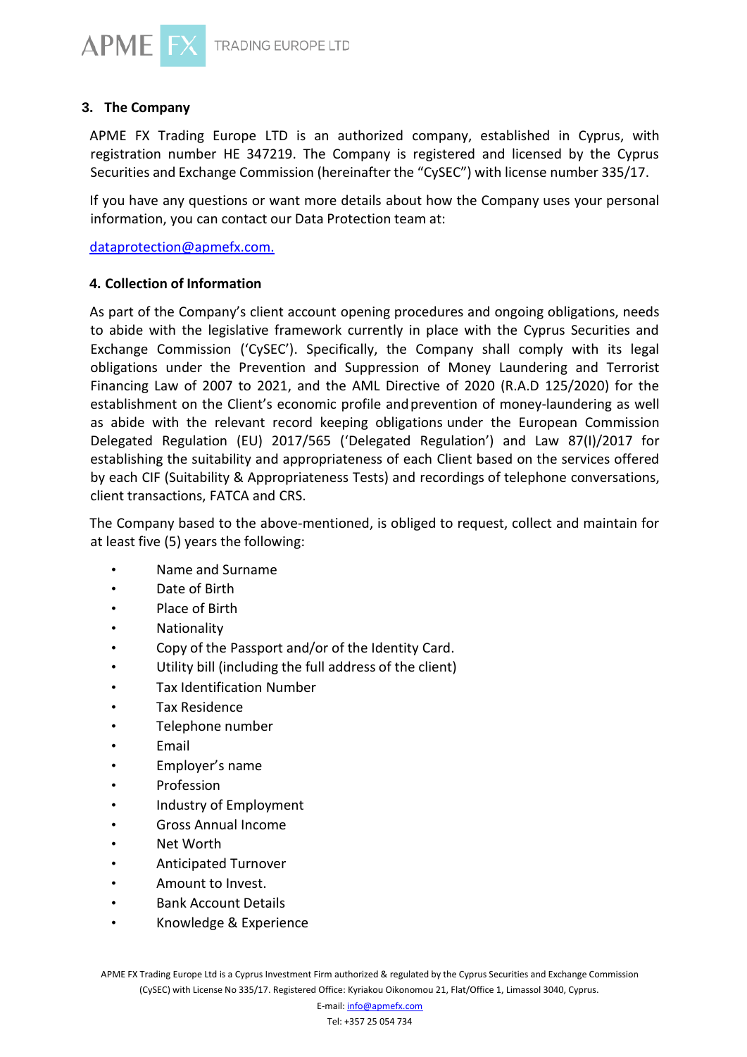## 3. The Company

APME FX Trading Europe LTD is an authorized company, established in Cyprus, with registration number HE 347219. The Company is registered and licensed by the Cyprus Securities and Exchange Commission (hereinafter the "CySEC") with license number 335/17.

If you have any questions or want more details about how the Company uses your personal information, you can contact our Data Protection team at:

dataprotection@apmefx.com.

## 4. Collection of Information

As part of the Company's client account opening procedures and ongoing obligations, needs to abide with the legislative framework currently in place with the Cyprus Securities and Exchange Commission ('CySEC'). Specifically, the Company shall comply with its legal obligations under the Prevention and Suppression of Money Laundering and Terrorist Financing Law of 2007 to 2021, and the AML Directive of 2020 (R.A.D 125/2020) for the establishment on the Client's economic profile and prevention of money-laundering as well as abide with the relevant record keeping obligations under the European Commission Delegated Regulation (EU) 2017/565 ('Delegated Regulation') and Law 87(I)/2017 for establishing the suitability and appropriateness of each Client based on the services offered by each CIF (Suitability & Appropriateness Tests) and recordings of telephone conversations, client transactions, FATCA and CRS.

The Company based to the above-mentioned, is obliged to request, collect and maintain for at least five (5) years the following:

- Name and Surname
- Date of Birth
- Place of Birth
- Nationality
- Copy of the Passport and/or of the Identity Card.
- Utility bill (including the full address of the client)
- Tax Identification Number
- Tax Residence
- Telephone number
- Email
- Employer's name
- Profession
- Industry of Employment
- Gross Annual Income
- Net Worth
- Anticipated Turnover
- Amount to Invest.
- Bank Account Details
- Knowledge & Experience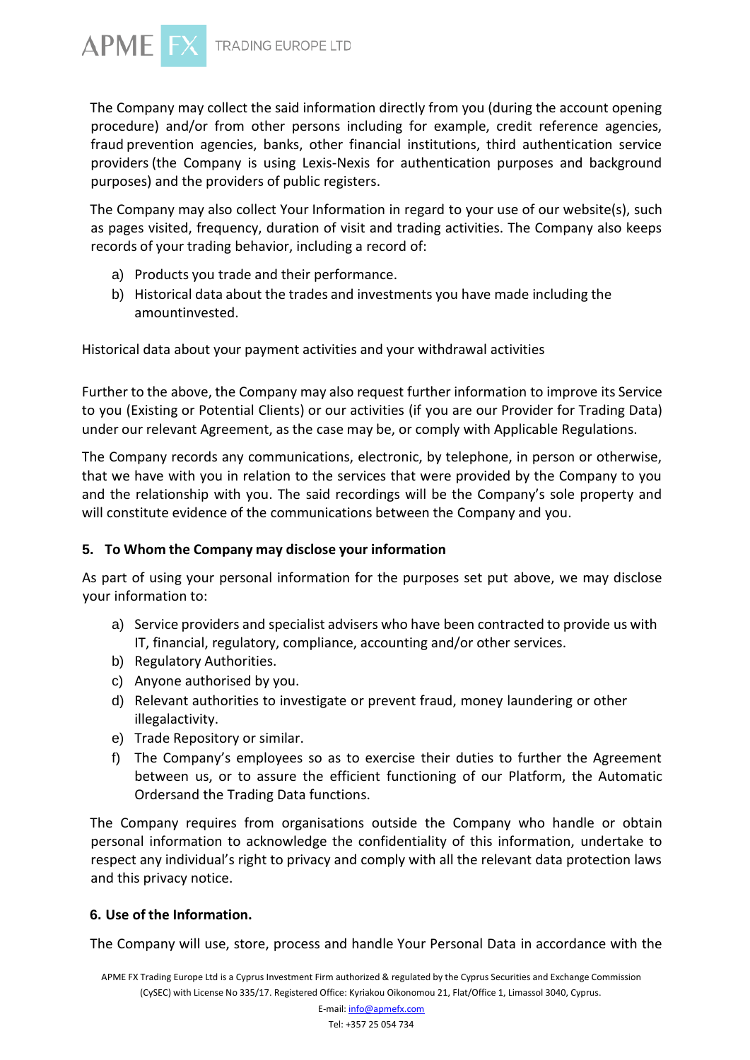The Company may collect the said information directly from you (during the account opening procedure) and/or from other persons including for example, credit reference agencies, fraud prevention agencies, banks, other financial institutions, third authentication service providers (the Company is using Lexis-Nexis for authentication purposes and background purposes) and the providers of public registers.

The Company may also collect Your Information in regard to your use of our website(s), such as pages visited, frequency, duration of visit and trading activities. The Company also keeps records of your trading behavior, including a record of:

a) Products you trade and their performance.
b) Historical data about the trades and investments you have made including the amountinvested.

Historical data about your payment activities and your withdrawal activities

Further to the above, the Company may also request further information to improve its Service to you (Existing or Potential Clients) or our activities (if you are our Provider for Trading Data) under our relevant Agreement, as the case may be, or comply with Applicable Regulations.

The Company records any communications, electronic, by telephone, in person or otherwise, that we have with you in relation to the services that were provided by the Company to you and the relationship with you. The said recordings will be the Company's sole property and will constitute evidence of the communications between the Company and you.

## 5. To Whom the Company may disclose your information

As part of using your personal information for the purposes set put above, we may disclose your information to:

a) Service providers and specialist advisers who have been contracted to provide us with IT, financial, regulatory, compliance, accounting and/or other services.
b) Regulatory Authorities.
c) Anyone authorised by you.
d) Relevant authorities to investigate or prevent fraud, money laundering or other illegalactivity.
e) Trade Repository or similar.
f) The Company's employees so as to exercise their duties to further the Agreement between us, or to assure the efficient functioning of our Platform, the Automatic Ordersand the Trading Data functions.

The Company requires from organisations outside the Company who handle or obtain personal information to acknowledge the confidentiality of this information, undertake to respect any individual's right to privacy and comply with all the relevant data protection laws and this privacy notice.

## 6. Use of the Information.

The Company will use, store, process and handle Your Personal Data in accordance with the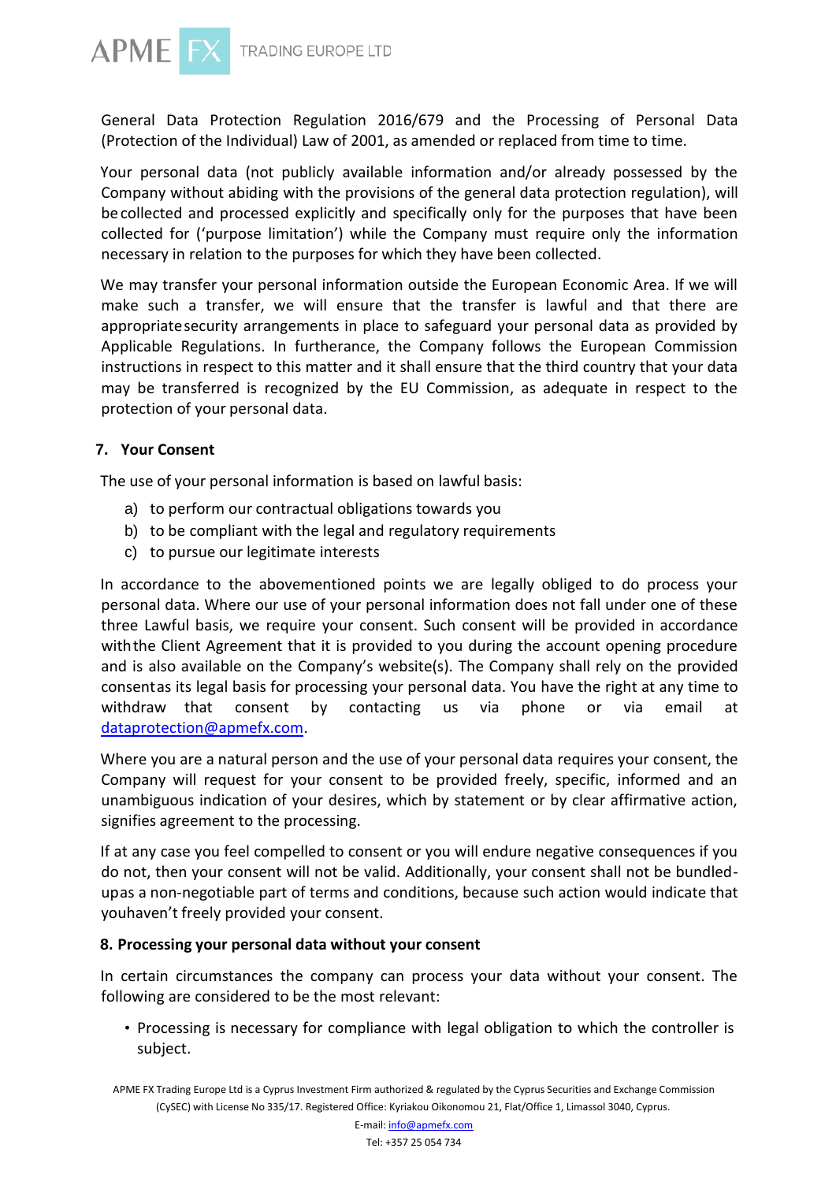General Data Protection Regulation 2016/679 and the Processing of Personal Data (Protection of the Individual) Law of 2001, as amended or replaced from time to time.

Your personal data (not publicly available information and/or already possessed by the Company without abiding with the provisions of the general data protection regulation), will be collected and processed explicitly and specifically only for the purposes that have been collected for ('purpose limitation') while the Company must require only the information necessary in relation to the purposes for which they have been collected.

We may transfer your personal information outside the European Economic Area. If we will make such a transfer, we will ensure that the transfer is lawful and that there are appropriate security arrangements in place to safeguard your personal data as provided by Applicable Regulations. In furtherance, the Company follows the European Commission instructions in respect to this matter and it shall ensure that the third country that your data may be transferred is recognized by the EU Commission, as adequate in respect to the protection of your personal data.

### 7. Your Consent

The use of your personal information is based on lawful basis:

a) to perform our contractual obligations towards you
b) to be compliant with the legal and regulatory requirements
c) to pursue our legitimate interests

In accordance to the abovementioned points we are legally obliged to do process your personal data. Where our use of your personal information does not fall under one of these three Lawful basis, we require your consent. Such consent will be provided in accordance with the Client Agreement that it is provided to you during the account opening procedure and is also available on the Company's website(s). The Company shall rely on the provided consent as its legal basis for processing your personal data. You have the right at any time to withdraw that consent by contacting us via phone or via email at dataprotection@apmefx.com.

Where you are a natural person and the use of your personal data requires your consent, the Company will request for your consent to be provided freely, specific, informed and an unambiguous indication of your desires, which by statement or by clear affirmative action, signifies agreement to the processing.

If at any case you feel compelled to consent or you will endure negative consequences if you do not, then your consent will not be valid. Additionally, your consent shall not be bundled-up as a non-negotiable part of terms and conditions, because such action would indicate that you haven't freely provided your consent.

### 8. Processing your personal data without your consent

In certain circumstances the company can process your data without your consent. The following are considered to be the most relevant:

- Processing is necessary for compliance with legal obligation to which the controller is subject.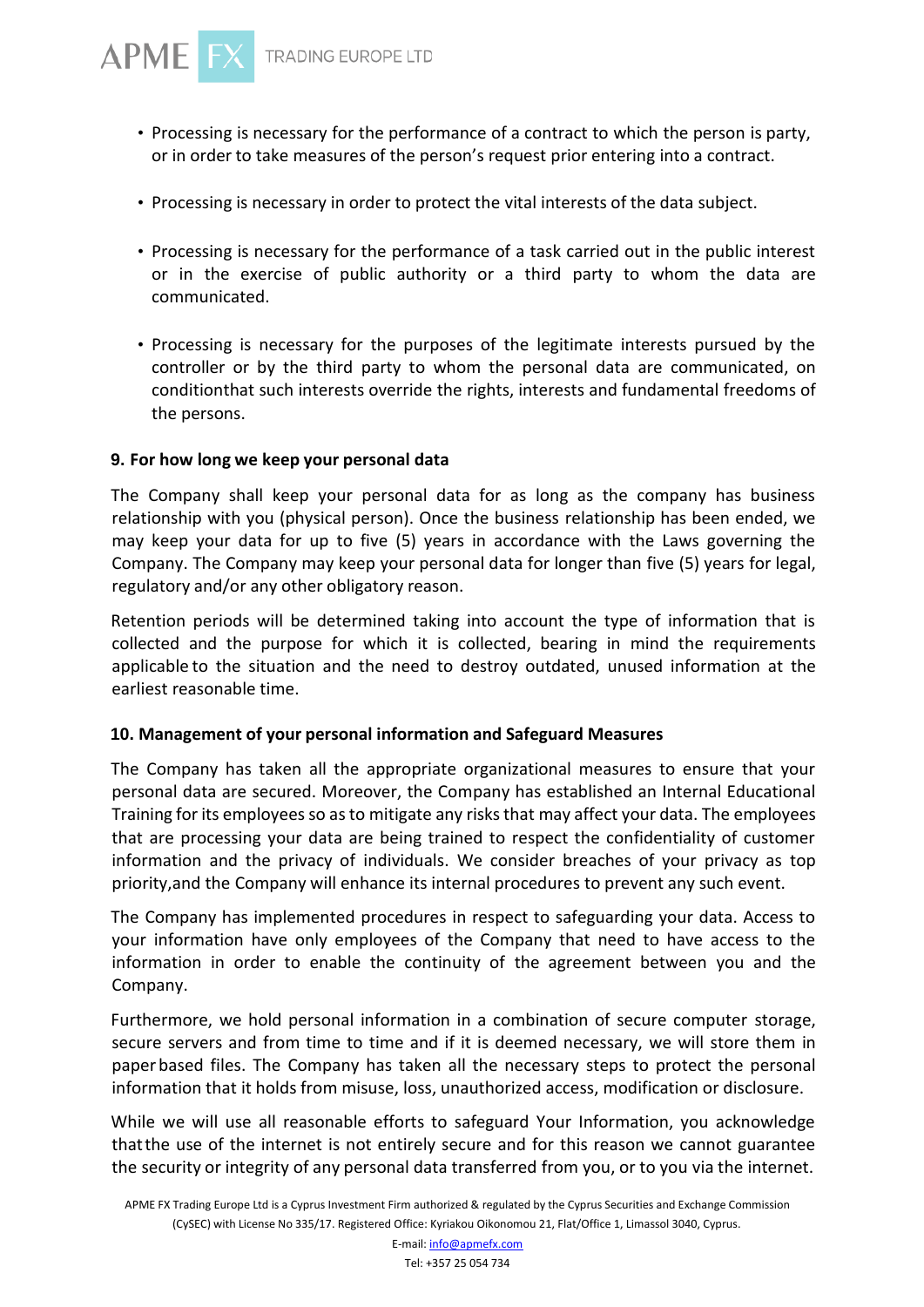- Processing is necessary for the performance of a contract to which the person is party, or in order to take measures of the person's request prior entering into a contract.

- Processing is necessary in order to protect the vital interests of the data subject.

- Processing is necessary for the performance of a task carried out in the public interest or in the exercise of public authority or a third party to whom the data are communicated.

- Processing is necessary for the purposes of the legitimate interests pursued by the controller or by the third party to whom the personal data are communicated, on conditionthat such interests override the rights, interests and fundamental freedoms of the persons.

**9. For how long we keep your personal data**

The Company shall keep your personal data for as long as the company has business relationship with you (physical person). Once the business relationship has been ended, we may keep your data for up to five (5) years in accordance with the Laws governing the Company. The Company may keep your personal data for longer than five (5) years for legal, regulatory and/or any other obligatory reason.

Retention periods will be determined taking into account the type of information that is collected and the purpose for which it is collected, bearing in mind the requirements applicable to the situation and the need to destroy outdated, unused information at the earliest reasonable time.

**10. Management of your personal information and Safeguard Measures**

The Company has taken all the appropriate organizational measures to ensure that your personal data are secured. Moreover, the Company has established an Internal Educational Training for its employees so as to mitigate any risks that may affect your data. The employees that are processing your data are being trained to respect the confidentiality of customer information and the privacy of individuals. We consider breaches of your privacy as top priority,and the Company will enhance its internal procedures to prevent any such event.

The Company has implemented procedures in respect to safeguarding your data. Access to your information have only employees of the Company that need to have access to the information in order to enable the continuity of the agreement between you and the Company.

Furthermore, we hold personal information in a combination of secure computer storage, secure servers and from time to time and if it is deemed necessary, we will store them in paper based files. The Company has taken all the necessary steps to protect the personal information that it holds from misuse, loss, unauthorized access, modification or disclosure.

While we will use all reasonable efforts to safeguard Your Information, you acknowledge thatthe use of the internet is not entirely secure and for this reason we cannot guarantee the security or integrity of any personal data transferred from you, or to you via the internet.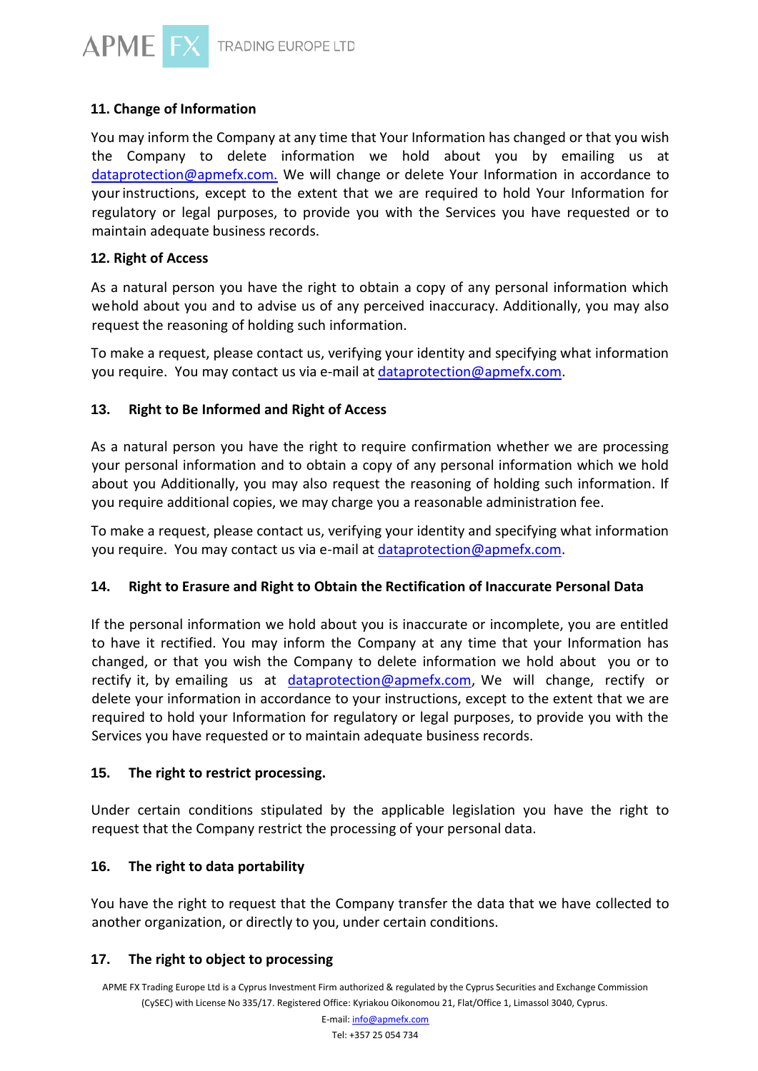## 11. Change of Information

You may inform the Company at any time that Your Information has changed or that you wish the Company to delete information we hold about you by emailing us at dataprotection@apmefx.com. We will change or delete Your Information in accordance to your instructions, except to the extent that we are required to hold Your Information for regulatory or legal purposes, to provide you with the Services you have requested or to maintain adequate business records.

## 12. Right of Access

As a natural person you have the right to obtain a copy of any personal information which we hold about you and to advise us of any perceived inaccuracy. Additionally, you may also request the reasoning of holding such information.

To make a request, please contact us, verifying your identity and specifying what information you require. You may contact us via e-mail at dataprotection@apmefx.com.

## 13. Right to Be Informed and Right of Access

As a natural person you have the right to require confirmation whether we are processing your personal information and to obtain a copy of any personal information which we hold about you Additionally, you may also request the reasoning of holding such information. If you require additional copies, we may charge you a reasonable administration fee.

To make a request, please contact us, verifying your identity and specifying what information you require. You may contact us via e-mail at dataprotection@apmefx.com.

## 14. Right to Erasure and Right to Obtain the Rectification of Inaccurate Personal Data

If the personal information we hold about you is inaccurate or incomplete, you are entitled to have it rectified. You may inform the Company at any time that your Information has changed, or that you wish the Company to delete information we hold about you or to rectify it, by emailing us at dataprotection@apmefx.com, We will change, rectify or delete your information in accordance to your instructions, except to the extent that we are required to hold your Information for regulatory or legal purposes, to provide you with the Services you have requested or to maintain adequate business records.

## 15. The right to restrict processing.

Under certain conditions stipulated by the applicable legislation you have the right to request that the Company restrict the processing of your personal data.

## 16. The right to data portability

You have the right to request that the Company transfer the data that we have collected to another organization, or directly to you, under certain conditions.

## 17. The right to object to processing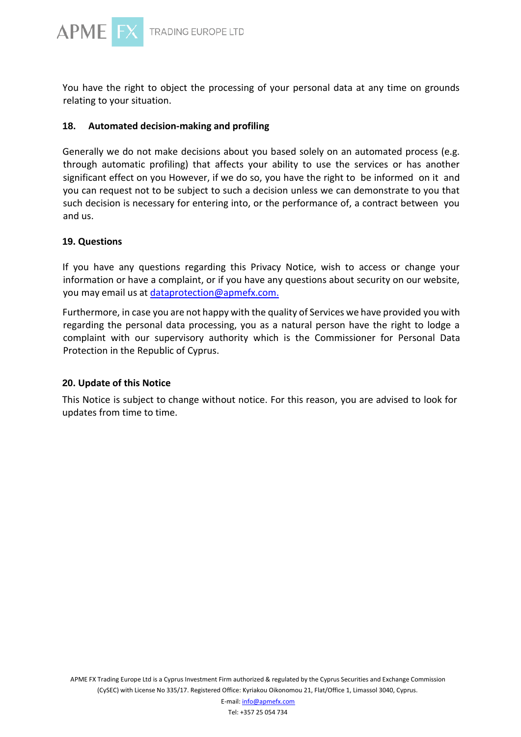You have the right to object the processing of your personal data at any time on grounds relating to your situation.

## 18. Automated decision-making and profiling

Generally we do not make decisions about you based solely on an automated process (e.g. through automatic profiling) that affects your ability to use the services or has another significant effect on you However, if we do so, you have the right to be informed on it and you can request not to be subject to such a decision unless we can demonstrate to you that such decision is necessary for entering into, or the performance of, a contract between you and us.

## 19. Questions

If you have any questions regarding this Privacy Notice, wish to access or change your information or have a complaint, or if you have any questions about security on our website, you may email us at dataprotection@apmefx.com.

Furthermore, in case you are not happy with the quality of Services we have provided you with regarding the personal data processing, you as a natural person have the right to lodge a complaint with our supervisory authority which is the Commissioner for Personal Data Protection in the Republic of Cyprus.

## 20. Update of this Notice

This Notice is subject to change without notice. For this reason, you are advised to look for updates from time to time.